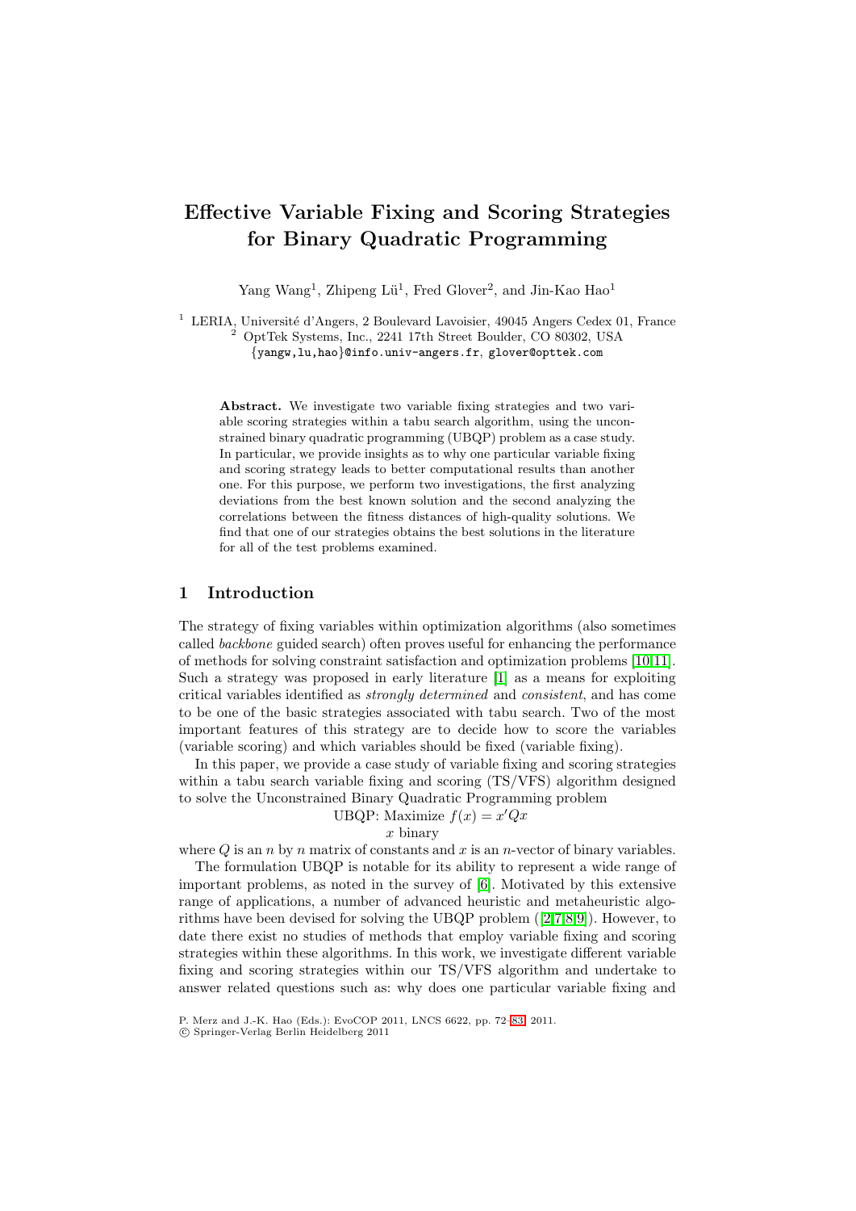# Effective Variable Fixing and Scoring Strategies for Binary Quadratic Programming

Yang Wang[1], Zhipeng Lü[1], Fred Glover[2], and Jin-Kao Hao[1]

[1] LERIA, Université d'Angers, 2 Boulevard Lavoisier, 49045 Angers Cedex 01, France
[2] OptTek Systems, Inc., 2241 17th Street Boulder, CO 80302, USA
{yangw,lu,hao}@info.univ-angers.fr, glover@opttek.com

**Abstract.** We investigate two variable fixing strategies and two variable scoring strategies within a tabu search algorithm, using the unconstrained binary quadratic programming (UBQP) problem as a case study. In particular, we provide insights as to why one particular variable fixing and scoring strategy leads to better computational results than another one. For this purpose, we perform two investigations, the first analyzing deviations from the best known solution and the second analyzing the correlations between the fitness distances of high-quality solutions. We find that one of our strategies obtains the best solutions in the literature for all of the test problems examined.

## 1 Introduction

The strategy of fixing variables within optimization algorithms (also sometimes called *backbone* guided search) often proves useful for enhancing the performance of methods for solving constraint satisfaction and optimization problems [10,11]. Such a strategy was proposed in early literature [1] as a means for exploiting critical variables identified as *strongly determined* and *consistent*, and has come to be one of the basic strategies associated with tabu search. Two of the most important features of this strategy are to decide how to score the variables (variable scoring) and which variables should be fixed (variable fixing).

In this paper, we provide a case study of variable fixing and scoring strategies within a tabu search variable fixing and scoring (TS/VFS) algorithm designed to solve the Unconstrained Binary Quadratic Programming problem

$$\text{UBQP: Maximize } f(x) = x'Qx$$
$$x \text{ binary}$$

where $Q$ is an $n$ by $n$ matrix of constants and $x$ is an $n$-vector of binary variables.

The formulation UBQP is notable for its ability to represent a wide range of important problems, as noted in the survey of [6]. Motivated by this extensive range of applications, a number of advanced heuristic and metaheuristic algorithms have been devised for solving the UBQP problem ([2,7,8,9]). However, to date there exist no studies of methods that employ variable fixing and scoring strategies within these algorithms. In this work, we investigate different variable fixing and scoring strategies within our TS/VFS algorithm and undertake to answer related questions such as: why does one particular variable fixing and

P. Merz and J.-K. Hao (Eds.): EvoCOP 2011, LNCS 6622, pp. 72–83, 2011.
© Springer-Verlag Berlin Heidelberg 2011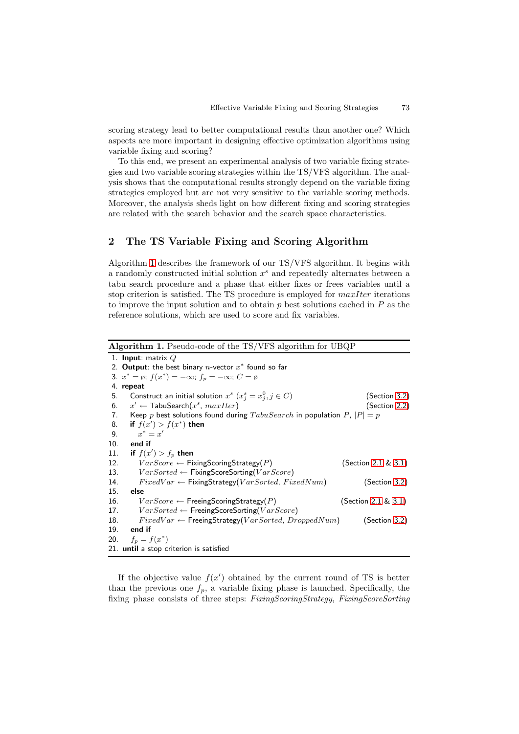scoring strategy lead to better computational results than another one? Which aspects are more important in designing effective optimization algorithms using variable fixing and scoring?

To this end, we present an experimental analysis of two variable fixing strategies and two variable scoring strategies within the TS/VFS algorithm. The analysis shows that the computational results strongly depend on the variable fixing strategies employed but are not very sensitive to the variable scoring methods. Moreover, the analysis sheds light on how different fixing and scoring strategies are related with the search behavior and the search space characteristics.

## 2 The TS Variable Fixing and Scoring Algorithm

Algorithm 1 describes the framework of our TS/VFS algorithm. It begins with a randomly constructed initial solution $x^s$ and repeatedly alternates between a tabu search procedure and a phase that either fixes or frees variables until a stop criterion is satisfied. The TS procedure is employed for $maxIter$ iterations to improve the input solution and to obtain $p$ best solutions cached in $P$ as the reference solutions, which are used to score and fix variables.

**Algorithm 1.** Pseudo-code of the TS/VFS algorithm for UBQP

```
1.  Input: matrix Q
2.  Output: the best binary n-vector x* found so far
3.  x* = ∅; f(x*) = −∞; f_p = −∞; C = ∅
4.  repeat
5.     Construct an initial solution x^s (x^s_j = x^0_j, j ∈ C)            (Section 3.2)
6.     x' ← TabuSearch(x^s, maxIter)                                       (Section 2.2)
7.     Keep p best solutions found during TabuSearch in population P, |P| = p
8.     if f(x') > f(x*) then
9.        x* = x'
10.    end if
11.    if f(x') > f_p then
12.       VarScore ← FixingScoringStrategy(P)                        (Section 2.1 & 3.1)
13.       VarSorted ← FixingScoreSorting(VarScore)
14.       FixedVar ← FixingStrategy(VarSorted, FixedNum)                   (Section 3.2)
15.    else
16.       VarScore ← FreeingScoringStrategy(P)                       (Section 2.1 & 3.1)
17.       VarSorted ← FreeingScoreSorting(VarScore)
18.       FixedVar ← FreeingStrategy(VarSorted, DroppedNum)                (Section 3.2)
19.    end if
20.    f_p = f(x*)
21. until a stop criterion is satisfied
```

If the objective value $f(x')$ obtained by the current round of TS is better than the previous one $f_p$, a variable fixing phase is launched. Specifically, the fixing phase consists of three steps: *FixingScoringStrategy*, *FixingScoreSorting*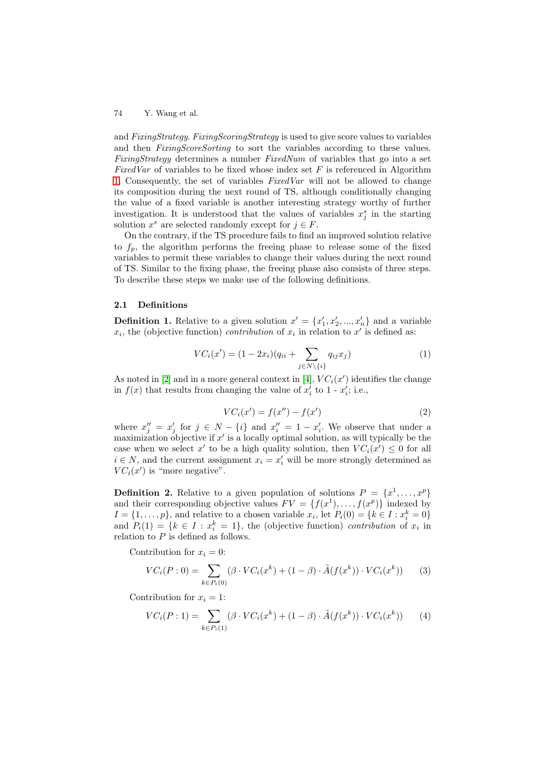and *FixingStrategy*. *FixingScoringStrategy* is used to give score values to variables and then *FixingScoreSorting* to sort the variables according to these values. *FixingStrategy* determines a number *FixedNum* of variables that go into a set *FixedVar* of variables to be fixed whose index set $F$ is referenced in Algorithm 1. Consequently, the set of variables *FixedVar* will not be allowed to change its composition during the next round of TS, although conditionally changing the value of a fixed variable is another interesting strategy worthy of further investigation. It is understood that the values of variables $x_j^s$ in the starting solution $x^s$ are selected randomly except for $j \in F$.

On the contrary, if the TS procedure fails to find an improved solution relative to $f_p$, the algorithm performs the freeing phase to release some of the fixed variables to permit these variables to change their values during the next round of TS. Similar to the fixing phase, the freeing phase also consists of three steps. To describe these steps we make use of the following definitions.

### 2.1 Definitions

**Definition 1.** Relative to a given solution $x' = \{x'_1, x'_2, ..., x'_n\}$ and a variable $x_i$, the (objective function) *contribution* of $x_i$ in relation to $x'$ is defined as:

$$VC_i(x') = (1 - 2x_i)(q_{ii} + \sum_{j \in N \setminus \{i\}} q_{ij} x_j) \tag{1}$$

As noted in [2] and in a more general context in [4], $VC_i(x')$ identifies the change in $f(x)$ that results from changing the value of $x'_i$ to 1 - $x'_i$; i.e.,

$$VC_i(x') = f(x'') - f(x') \tag{2}$$

where $x''_j = x'_j$ for $j \in N - \{i\}$ and $x''_i = 1 - x'_i$. We observe that under a maximization objective if $x'$ is a locally optimal solution, as will typically be the case when we select $x'$ to be a high quality solution, then $VC_i(x') \leq 0$ for all $i \in N$, and the current assignment $x_i = x'_i$ will be more strongly determined as $VC_i(x')$ is "more negative".

**Definition 2.** Relative to a given population of solutions $P = \{x^1, \ldots, x^p\}$ and their corresponding objective values $FV = \{f(x^1), \ldots, f(x^p)\}$ indexed by $I = \{1, \ldots, p\}$, and relative to a chosen variable $x_i$, let $P_i(0) = \{k \in I : x_i^k = 0\}$ and $P_i(1) = \{k \in I : x_i^k = 1\}$, the (objective function) *contribution* of $x_i$ in relation to $P$ is defined as follows.

Contribution for $x_i = 0$:

$$VC_i(P:0) = \sum_{k \in P_i(0)} (\beta \cdot VC_i(x^k) + (1 - \beta) \cdot \tilde{A}(f(x^k)) \cdot VC_i(x^k)) \tag{3}$$

Contribution for $x_i = 1$:

$$VC_i(P:1) = \sum_{k \in P_i(1)} (\beta \cdot VC_i(x^k) + (1 - \beta) \cdot \tilde{A}(f(x^k)) \cdot VC_i(x^k)) \tag{4}$$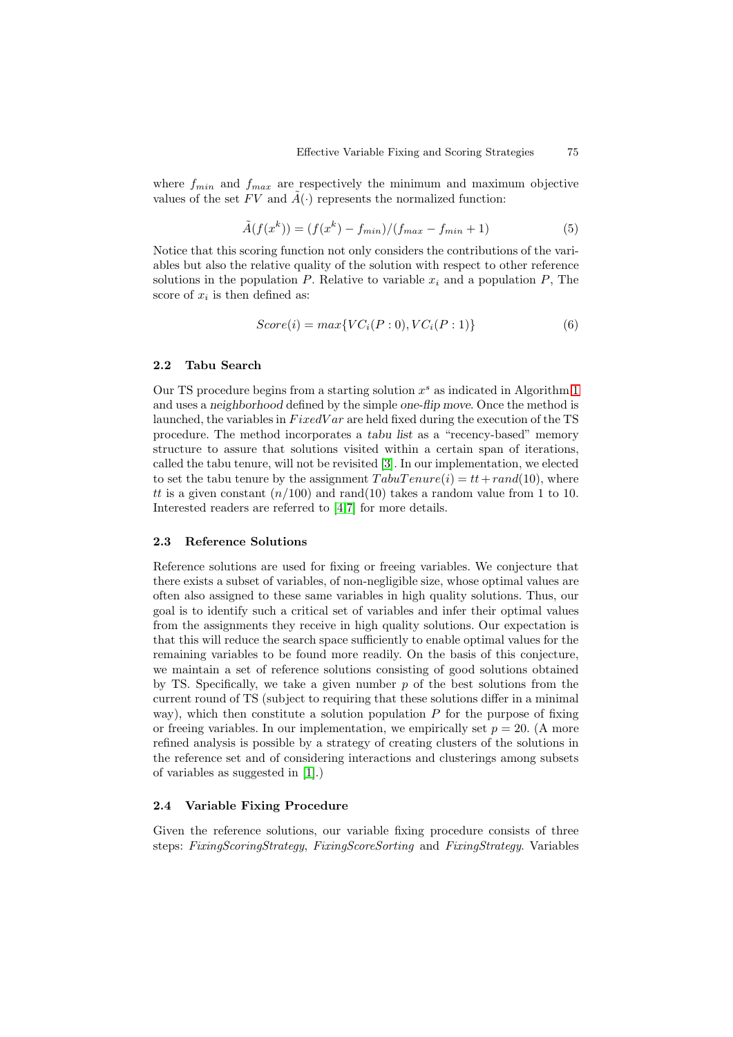where $f_{min}$ and $f_{max}$ are respectively the minimum and maximum objective values of the set $FV$ and $\tilde{A}(\cdot)$ represents the normalized function:

$$\tilde{A}(f(x^k)) = (f(x^k) - f_{min})/(f_{max} - f_{min} + 1) \tag{5}$$

Notice that this scoring function not only considers the contributions of the variables but also the relative quality of the solution with respect to other reference solutions in the population $P$. Relative to variable $x_i$ and a population $P$, The score of $x_i$ is then defined as:

$$Score(i) = max\{VC_i(P:0), VC_i(P:1)\} \tag{6}$$

### 2.2 Tabu Search

Our TS procedure begins from a starting solution $x^s$ as indicated in Algorithm 1 and uses a *neighborhood* defined by the simple *one-flip move*. Once the method is launched, the variables in $FixedVar$ are held fixed during the execution of the TS procedure. The method incorporates a *tabu list* as a "recency-based" memory structure to assure that solutions visited within a certain span of iterations, called the tabu tenure, will not be revisited [3]. In our implementation, we elected to set the tabu tenure by the assignment $TabuTenure(i) = tt + rand(10)$, where $tt$ is a given constant $(n/100)$ and rand(10) takes a random value from 1 to 10. Interested readers are referred to [4,7] for more details.

### 2.3 Reference Solutions

Reference solutions are used for fixing or freeing variables. We conjecture that there exists a subset of variables, of non-negligible size, whose optimal values are often also assigned to these same variables in high quality solutions. Thus, our goal is to identify such a critical set of variables and infer their optimal values from the assignments they receive in high quality solutions. Our expectation is that this will reduce the search space sufficiently to enable optimal values for the remaining variables to be found more readily. On the basis of this conjecture, we maintain a set of reference solutions consisting of good solutions obtained by TS. Specifically, we take a given number $p$ of the best solutions from the current round of TS (subject to requiring that these solutions differ in a minimal way), which then constitute a solution population $P$ for the purpose of fixing or freeing variables. In our implementation, we empirically set $p = 20$. (A more refined analysis is possible by a strategy of creating clusters of the solutions in the reference set and of considering interactions and clusterings among subsets of variables as suggested in [1].)

### 2.4 Variable Fixing Procedure

Given the reference solutions, our variable fixing procedure consists of three steps: *FixingScoringStrategy*, *FixingScoreSorting* and *FixingStrategy*. Variables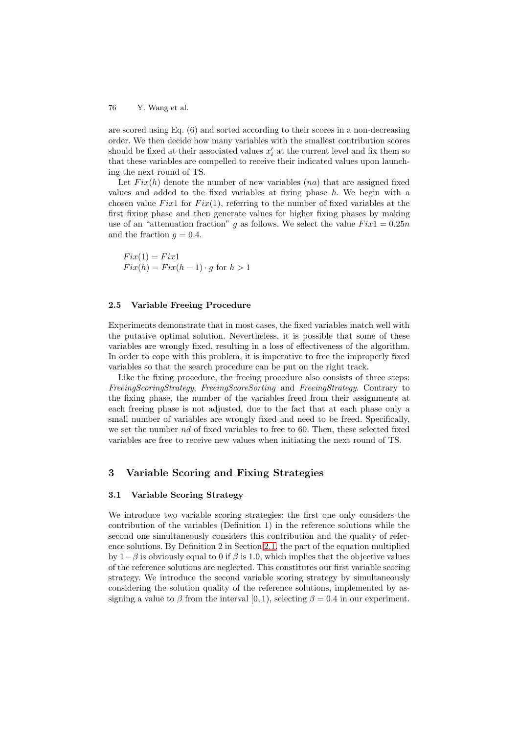are scored using Eq. (6) and sorted according to their scores in a non-decreasing order. We then decide how many variables with the smallest contribution scores should be fixed at their associated values $x'_i$ at the current level and fix them so that these variables are compelled to receive their indicated values upon launching the next round of TS.

Let $Fix(h)$ denote the number of new variables ($na$) that are assigned fixed values and added to the fixed variables at fixing phase $h$. We begin with a chosen value $Fix1$ for $Fix(1)$, referring to the number of fixed variables at the first fixing phase and then generate values for higher fixing phases by making use of an "attenuation fraction" $g$ as follows. We select the value $Fix1 = 0.25n$ and the fraction $g = 0.4$.

$$Fix(1) = Fix1$$
$$Fix(h) = Fix(h-1) \cdot g \text{ for } h > 1$$

### 2.5 Variable Freeing Procedure

Experiments demonstrate that in most cases, the fixed variables match well with the putative optimal solution. Nevertheless, it is possible that some of these variables are wrongly fixed, resulting in a loss of effectiveness of the algorithm. In order to cope with this problem, it is imperative to free the improperly fixed variables so that the search procedure can be put on the right track.

Like the fixing procedure, the freeing procedure also consists of three steps: *FreeingScoringStrategy*, *FreeingScoreSorting* and *FreeingStrategy*. Contrary to the fixing phase, the number of the variables freed from their assignments at each freeing phase is not adjusted, due to the fact that at each phase only a small number of variables are wrongly fixed and need to be freed. Specifically, we set the number $nd$ of fixed variables to free to 60. Then, these selected fixed variables are free to receive new values when initiating the next round of TS.

## 3 Variable Scoring and Fixing Strategies

### 3.1 Variable Scoring Strategy

We introduce two variable scoring strategies: the first one only considers the contribution of the variables (Definition 1) in the reference solutions while the second one simultaneously considers this contribution and the quality of reference solutions. By Definition 2 in Section 2.1, the part of the equation multiplied by $1-\beta$ is obviously equal to 0 if $\beta$ is 1.0, which implies that the objective values of the reference solutions are neglected. This constitutes our first variable scoring strategy. We introduce the second variable scoring strategy by simultaneously considering the solution quality of the reference solutions, implemented by assigning a value to $\beta$ from the interval $[0, 1)$, selecting $\beta = 0.4$ in our experiment.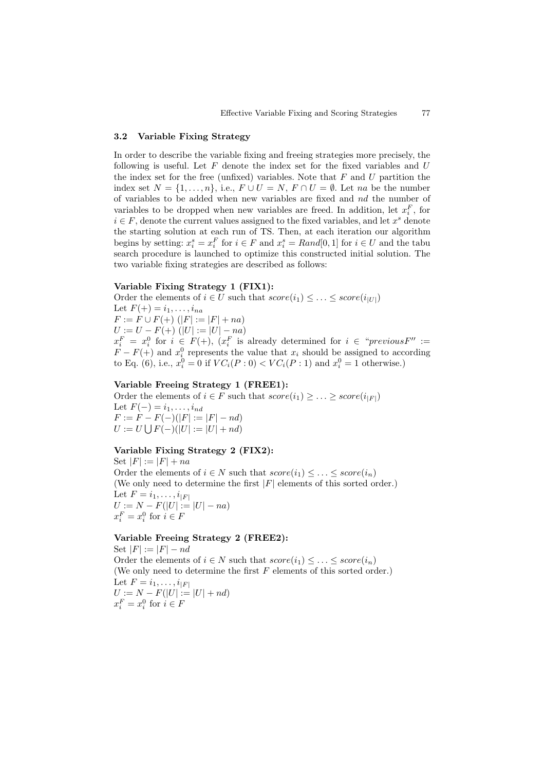### 3.2 Variable Fixing Strategy

In order to describe the variable fixing and freeing strategies more precisely, the following is useful. Let $F$ denote the index set for the fixed variables and $U$ the index set for the free (unfixed) variables. Note that $F$ and $U$ partition the index set $N = \{1, \ldots, n\}$, i.e., $F \cup U = N$, $F \cap U = \emptyset$. Let $na$ be the number of variables to be added when new variables are fixed and $nd$ the number of variables to be dropped when new variables are freed. In addition, let $x_i^F$, for $i \in F$, denote the current values assigned to the fixed variables, and let $x^s$ denote the starting solution at each run of TS. Then, at each iteration our algorithm begins by setting: $x_i^s = x_i^F$ for $i \in F$ and $x_i^s = Rand[0, 1]$ for $i \in U$ and the tabu search procedure is launched to optimize this constructed initial solution. The two variable fixing strategies are described as follows:

**Variable Fixing Strategy 1 (FIX1):**
Order the elements of $i \in U$ such that $score(i_1) \leq \ldots \leq score(i_{|U|})$
Let $F(+) = i_1, \ldots, i_{na}$
$F := F \cup F(+)$ ($|F| := |F| + na$)
$U := U - F(+)$ ($|U| := |U| - na$)
$x_i^F = x_i^0$ for $i \in F(+)$, ($x_i^F$ is already determined for $i \in$ "$previousF'' := F - F(+)$ and $x_i^0$ represents the value that $x_i$ should be assigned to according to Eq. (6), i.e., $x_i^0 = 0$ if $VC_i(P:0) < VC_i(P:1)$ and $x_i^0 = 1$ otherwise.)

**Variable Freeing Strategy 1 (FREE1):**
Order the elements of $i \in F$ such that $score(i_1) \geq \ldots \geq score(i_{|F|})$
Let $F(-) = i_1, \ldots, i_{nd}$
$F := F - F(-)(|F| := |F| - nd)$
$U := U \bigcup F(-)(|U| := |U| + nd)$

**Variable Fixing Strategy 2 (FIX2):**
Set $|F| := |F| + na$
Order the elements of $i \in N$ such that $score(i_1) \leq \ldots \leq score(i_n)$
(We only need to determine the first $|F|$ elements of this sorted order.)
Let $F = i_1, \ldots, i_{|F|}$
$U := N - F(|U| := |U| - na)$
$x_i^F = x_i^0$ for $i \in F$

**Variable Freeing Strategy 2 (FREE2):**
Set $|F| := |F| - nd$
Order the elements of $i \in N$ such that $score(i_1) \leq \ldots \leq score(i_n)$
(We only need to determine the first $F$ elements of this sorted order.)
Let $F = i_1, \ldots, i_{|F|}$
$U := N - F(|U| := |U| + nd)$
$x_i^F = x_i^0$ for $i \in F$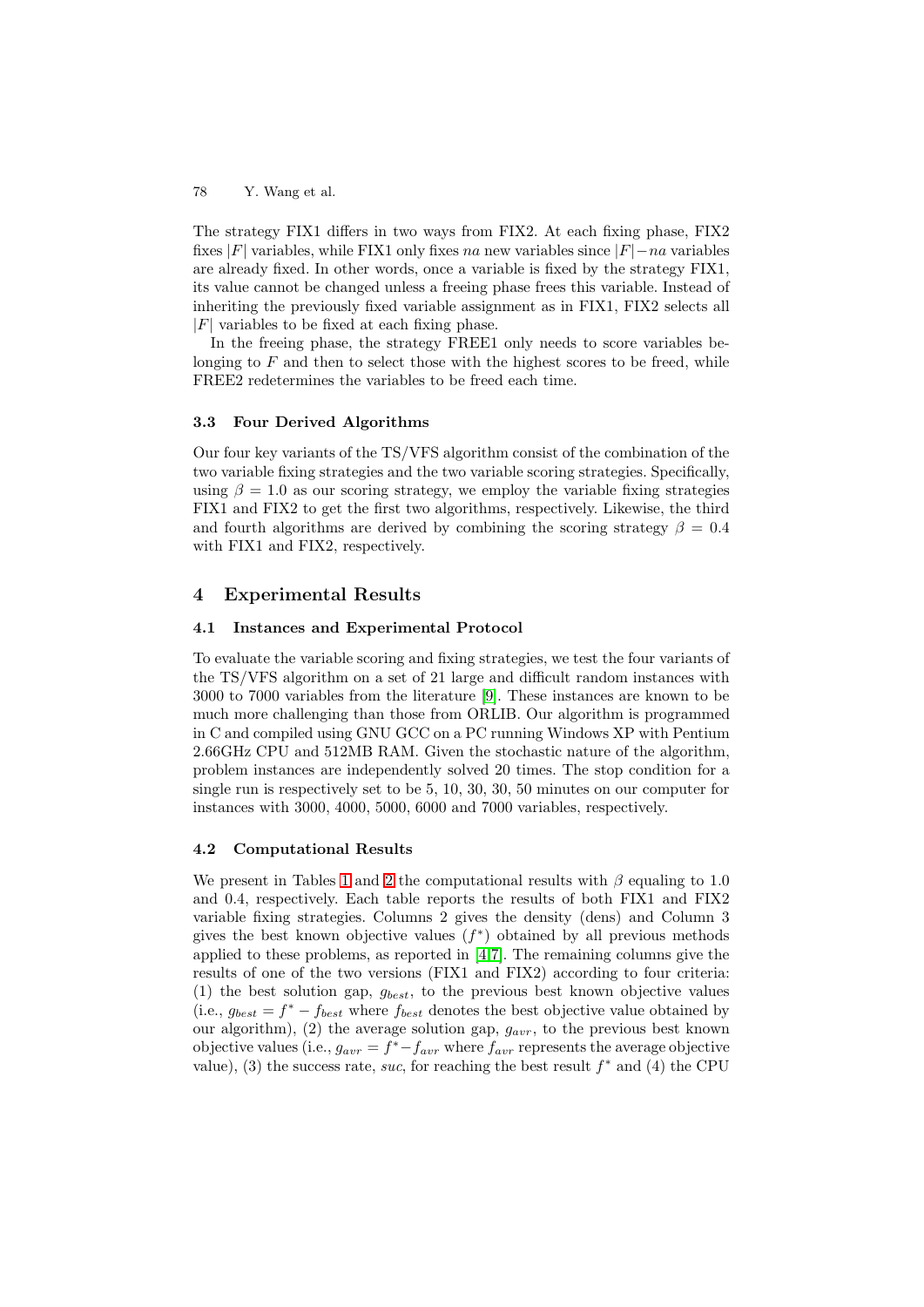The strategy FIX1 differs in two ways from FIX2. At each fixing phase, FIX2 fixes $|F|$ variables, while FIX1 only fixes $na$ new variables since $|F|-na$ variables are already fixed. In other words, once a variable is fixed by the strategy FIX1, its value cannot be changed unless a freeing phase frees this variable. Instead of inheriting the previously fixed variable assignment as in FIX1, FIX2 selects all $|F|$ variables to be fixed at each fixing phase.

In the freeing phase, the strategy FREE1 only needs to score variables belonging to $F$ and then to select those with the highest scores to be freed, while FREE2 redetermines the variables to be freed each time.

### 3.3 Four Derived Algorithms

Our four key variants of the TS/VFS algorithm consist of the combination of the two variable fixing strategies and the two variable scoring strategies. Specifically, using $\beta = 1.0$ as our scoring strategy, we employ the variable fixing strategies FIX1 and FIX2 to get the first two algorithms, respectively. Likewise, the third and fourth algorithms are derived by combining the scoring strategy $\beta = 0.4$ with FIX1 and FIX2, respectively.

## 4 Experimental Results

### 4.1 Instances and Experimental Protocol

To evaluate the variable scoring and fixing strategies, we test the four variants of the TS/VFS algorithm on a set of 21 large and difficult random instances with 3000 to 7000 variables from the literature [9]. These instances are known to be much more challenging than those from ORLIB. Our algorithm is programmed in C and compiled using GNU GCC on a PC running Windows XP with Pentium 2.66GHz CPU and 512MB RAM. Given the stochastic nature of the algorithm, problem instances are independently solved 20 times. The stop condition for a single run is respectively set to be 5, 10, 30, 30, 50 minutes on our computer for instances with 3000, 4000, 5000, 6000 and 7000 variables, respectively.

### 4.2 Computational Results

We present in Tables 1 and 2 the computational results with $\beta$ equaling to 1.0 and 0.4, respectively. Each table reports the results of both FIX1 and FIX2 variable fixing strategies. Columns 2 gives the density (dens) and Column 3 gives the best known objective values ($f^*$) obtained by all previous methods applied to these problems, as reported in [4,7]. The remaining columns give the results of one of the two versions (FIX1 and FIX2) according to four criteria: (1) the best solution gap, $g_{best}$, to the previous best known objective values (i.e., $g_{best} = f^* - f_{best}$ where $f_{best}$ denotes the best objective value obtained by our algorithm), (2) the average solution gap, $g_{avr}$, to the previous best known objective values (i.e., $g_{avr} = f^* - f_{avr}$ where $f_{avr}$ represents the average objective value), (3) the success rate, *suc*, for reaching the best result $f^*$ and (4) the CPU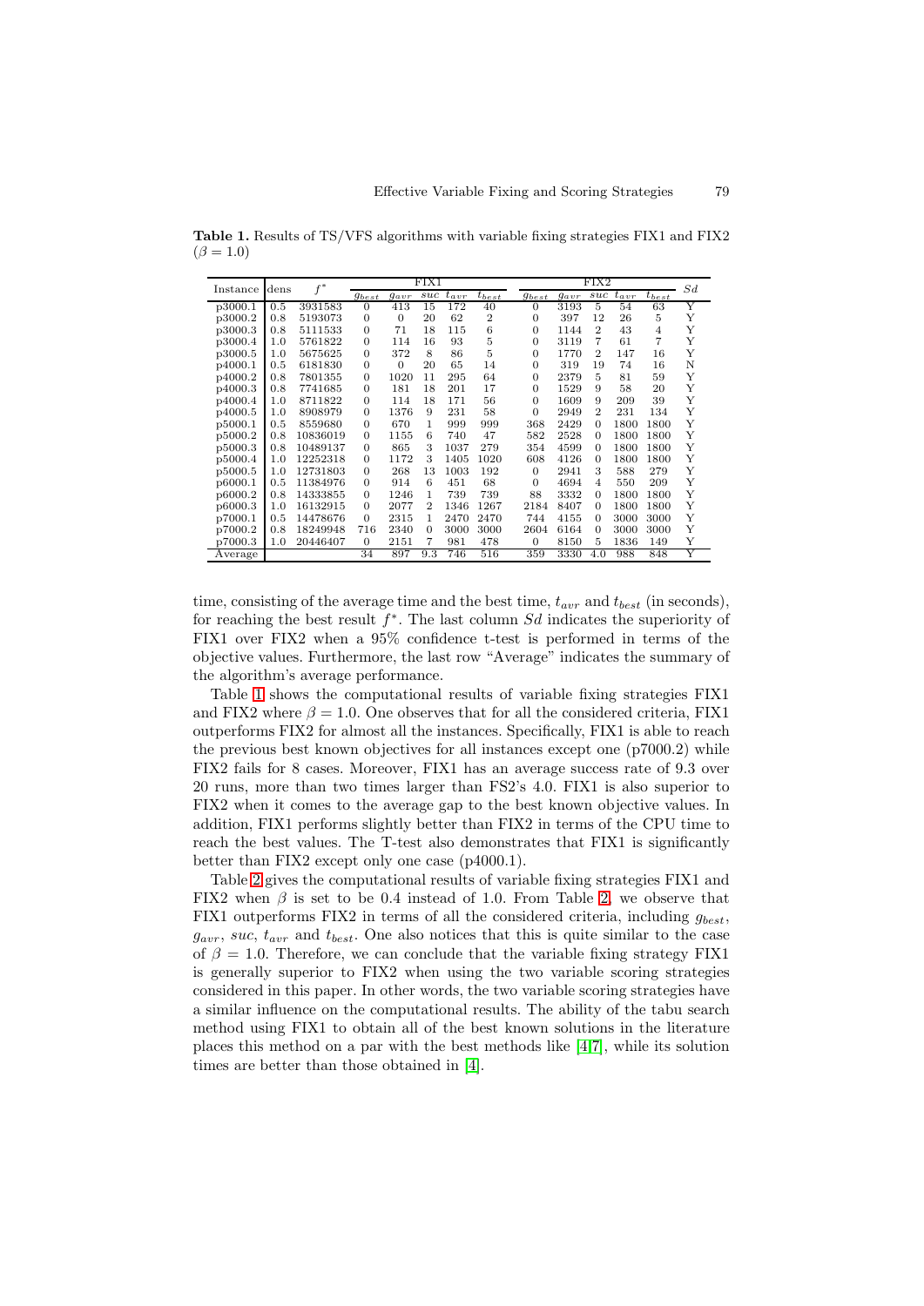**Table 1.** Results of TS/VFS algorithms with variable fixing strategies FIX1 and FIX2 ($\beta = 1.0$)

| Instance | dens | $f^*$ | FIX1 | | | | | FIX2 | | | | | $Sd$ |
|---|---|---|---|---|---|---|---|---|---|---|---|---|---|
| | | | $g_{best}$ | $g_{avr}$ | $suc$ | $t_{avr}$ | $t_{best}$ | $g_{best}$ | $g_{avr}$ | $suc$ | $t_{avr}$ | $t_{best}$ | |
| p3000.1 | 0.5 | 3931583 | 0 | 413 | 15 | 172 | 40 | 0 | 3193 | 5 | 54 | 63 | Y |
| p3000.2 | 0.8 | 5193073 | 0 | 0 | 20 | 62 | 2 | 0 | 397 | 12 | 26 | 5 | Y |
| p3000.3 | 0.8 | 5111533 | 0 | 71 | 18 | 115 | 6 | 0 | 1144 | 2 | 43 | 4 | Y |
| p3000.4 | 1.0 | 5761822 | 0 | 114 | 16 | 93 | 5 | 0 | 3119 | 7 | 61 | 7 | Y |
| p3000.5 | 1.0 | 5675625 | 0 | 372 | 8 | 86 | 5 | 0 | 1770 | 2 | 147 | 16 | Y |
| p4000.1 | 0.5 | 6181830 | 0 | 0 | 20 | 65 | 14 | 0 | 319 | 19 | 74 | 16 | N |
| p4000.2 | 0.8 | 7801355 | 0 | 1020 | 11 | 295 | 64 | 0 | 2379 | 5 | 81 | 59 | Y |
| p4000.3 | 0.8 | 7741685 | 0 | 181 | 18 | 201 | 17 | 0 | 1529 | 9 | 58 | 20 | Y |
| p4000.4 | 1.0 | 8711822 | 0 | 114 | 18 | 171 | 56 | 0 | 1609 | 9 | 209 | 39 | Y |
| p4000.5 | 1.0 | 8908979 | 0 | 1376 | 9 | 231 | 58 | 0 | 2949 | 2 | 231 | 134 | Y |
| p5000.1 | 0.5 | 8559680 | 0 | 670 | 1 | 999 | 999 | 368 | 2429 | 0 | 1800 | 1800 | Y |
| p5000.2 | 0.8 | 10836019 | 0 | 1155 | 6 | 740 | 47 | 582 | 2528 | 0 | 1800 | 1800 | Y |
| p5000.3 | 0.8 | 10489137 | 0 | 865 | 3 | 1037 | 279 | 354 | 4599 | 0 | 1800 | 1800 | Y |
| p5000.4 | 1.0 | 12252318 | 0 | 1172 | 3 | 1405 | 1020 | 608 | 4126 | 0 | 1800 | 1800 | Y |
| p5000.5 | 1.0 | 12731803 | 0 | 268 | 13 | 1003 | 192 | 0 | 2941 | 3 | 588 | 279 | Y |
| p6000.1 | 0.5 | 11384976 | 0 | 914 | 6 | 451 | 68 | 0 | 4694 | 4 | 550 | 209 | Y |
| p6000.2 | 0.8 | 14333855 | 0 | 1246 | 1 | 739 | 739 | 88 | 3332 | 0 | 1800 | 1800 | Y |
| p6000.3 | 1.0 | 16132915 | 0 | 2077 | 2 | 1346 | 1267 | 2184 | 8407 | 0 | 1800 | 1800 | Y |
| p7000.1 | 0.5 | 14478676 | 0 | 2315 | 1 | 2470 | 2470 | 744 | 4155 | 0 | 3000 | 3000 | Y |
| p7000.2 | 0.8 | 18249948 | 716 | 2340 | 0 | 3000 | 3000 | 2604 | 6164 | 0 | 3000 | 3000 | Y |
| p7000.3 | 1.0 | 20446407 | 0 | 2151 | 7 | 981 | 478 | 0 | 8150 | 5 | 1836 | 149 | Y |
| Average | | | 34 | 897 | 9.3 | 746 | 516 | 359 | 3330 | 4.0 | 988 | 848 | Y |

time, consisting of the average time and the best time, $t_{avr}$ and $t_{best}$ (in seconds), for reaching the best result $f^*$. The last column $Sd$ indicates the superiority of FIX1 over FIX2 when a 95% confidence t-test is performed in terms of the objective values. Furthermore, the last row "Average" indicates the summary of the algorithm's average performance.

Table 1 shows the computational results of variable fixing strategies FIX1 and FIX2 where $\beta = 1.0$. One observes that for all the considered criteria, FIX1 outperforms FIX2 for almost all the instances. Specifically, FIX1 is able to reach the previous best known objectives for all instances except one (p7000.2) while FIX2 fails for 8 cases. Moreover, FIX1 has an average success rate of 9.3 over 20 runs, more than two times larger than FS2's 4.0. FIX1 is also superior to FIX2 when it comes to the average gap to the best known objective values. In addition, FIX1 performs slightly better than FIX2 in terms of the CPU time to reach the best values. The T-test also demonstrates that FIX1 is significantly better than FIX2 except only one case (p4000.1).

Table 2 gives the computational results of variable fixing strategies FIX1 and FIX2 when $\beta$ is set to be 0.4 instead of 1.0. From Table 2, we observe that FIX1 outperforms FIX2 in terms of all the considered criteria, including $g_{best}$, $g_{avr}$, $suc$, $t_{avr}$ and $t_{best}$. One also notices that this is quite similar to the case of $\beta = 1.0$. Therefore, we can conclude that the variable fixing strategy FIX1 is generally superior to FIX2 when using the two variable scoring strategies considered in this paper. In other words, the two variable scoring strategies have a similar influence on the computational results. The ability of the tabu search method using FIX1 to obtain all of the best known solutions in the literature places this method on a par with the best methods like [4,7], while its solution times are better than those obtained in [4].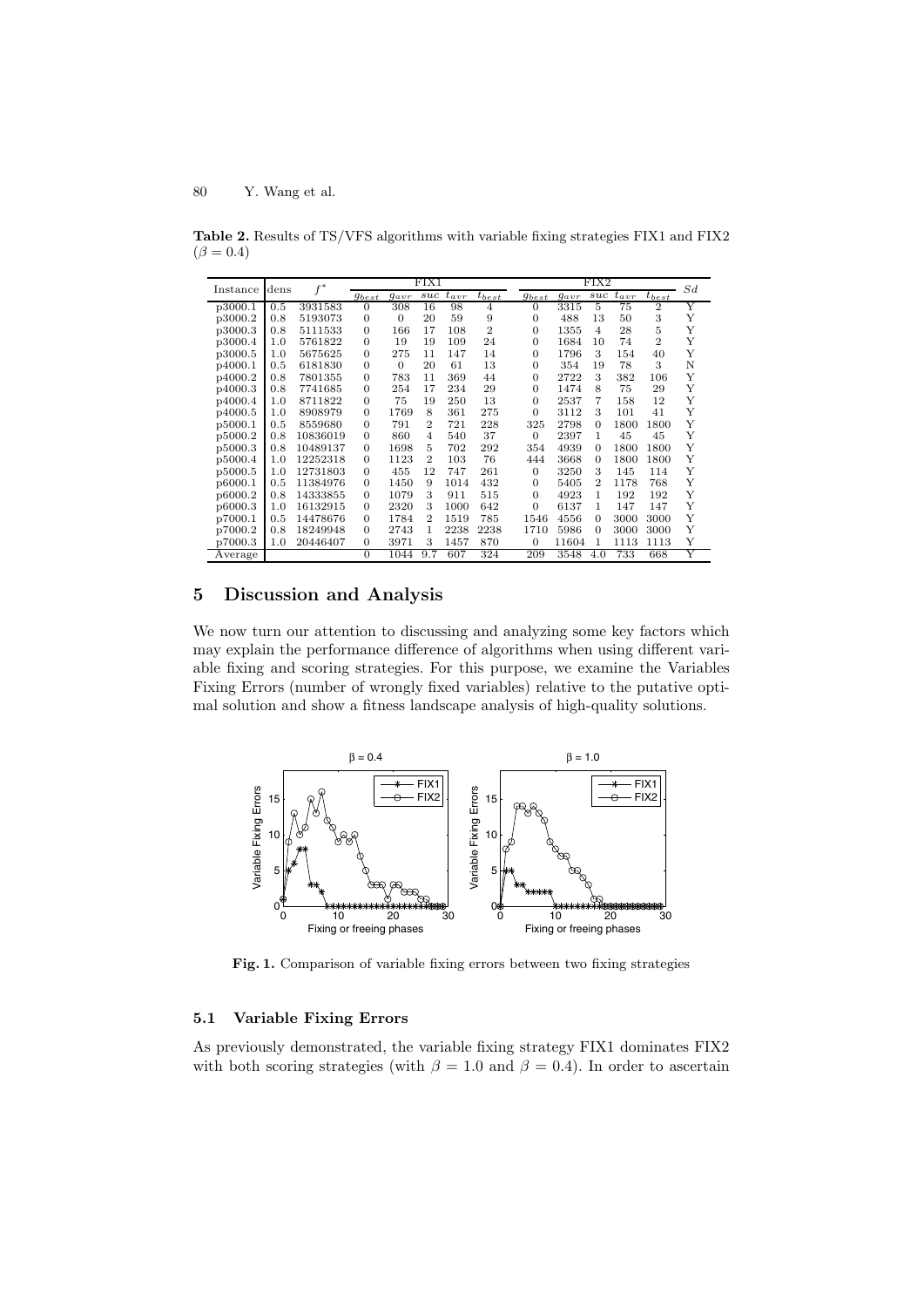**Table 2.** Results of TS/VFS algorithms with variable fixing strategies FIX1 and FIX2 ($\beta = 0.4$)

| Instance | dens | $f^*$ | FIX1 | | | | | FIX2 | | | | | $Sd$ |
|---|---|---|---|---|---|---|---|---|---|---|---|---|---|
| | | | $g_{best}$ | $g_{avr}$ | $suc$ | $t_{avr}$ | $t_{best}$ | $g_{best}$ | $g_{avr}$ | $suc$ | $t_{avr}$ | $t_{best}$ | |
| p3000.1 | 0.5 | 3931583 | 0 | 308 | 16 | 98 | 4 | 0 | 3315 | 5 | 75 | 2 | Y |
| p3000.2 | 0.8 | 5193073 | 0 | 0 | 20 | 59 | 9 | 0 | 488 | 13 | 50 | 3 | Y |
| p3000.3 | 0.8 | 5111533 | 0 | 166 | 17 | 108 | 2 | 0 | 1355 | 4 | 28 | 5 | Y |
| p3000.4 | 1.0 | 5761822 | 0 | 19 | 19 | 109 | 24 | 0 | 1684 | 10 | 74 | 2 | Y |
| p3000.5 | 1.0 | 5675625 | 0 | 275 | 11 | 147 | 14 | 0 | 1796 | 3 | 154 | 40 | Y |
| p4000.1 | 0.5 | 6181830 | 0 | 0 | 20 | 61 | 13 | 0 | 354 | 19 | 78 | 3 | N |
| p4000.2 | 0.8 | 7801355 | 0 | 783 | 11 | 369 | 44 | 0 | 2722 | 3 | 382 | 106 | Y |
| p4000.3 | 0.8 | 7741685 | 0 | 254 | 17 | 234 | 29 | 0 | 1474 | 8 | 75 | 29 | Y |
| p4000.4 | 1.0 | 8711822 | 0 | 75 | 19 | 250 | 13 | 0 | 2537 | 7 | 158 | 12 | Y |
| p4000.5 | 1.0 | 8908979 | 0 | 1769 | 8 | 361 | 275 | 0 | 3112 | 3 | 101 | 41 | Y |
| p5000.1 | 0.5 | 8559680 | 0 | 791 | 2 | 721 | 228 | 325 | 2798 | 0 | 1800 | 1800 | Y |
| p5000.2 | 0.8 | 10836019 | 0 | 860 | 4 | 540 | 37 | 0 | 2397 | 1 | 45 | 45 | Y |
| p5000.3 | 0.8 | 10489137 | 0 | 1698 | 5 | 702 | 292 | 354 | 4939 | 0 | 1800 | 1800 | Y |
| p5000.4 | 1.0 | 12252318 | 0 | 1123 | 2 | 103 | 76 | 444 | 3668 | 0 | 1800 | 1800 | Y |
| p5000.5 | 1.0 | 12731803 | 0 | 455 | 12 | 747 | 261 | 0 | 3250 | 3 | 145 | 114 | Y |
| p6000.1 | 0.5 | 11384976 | 0 | 1450 | 9 | 1014 | 432 | 0 | 5405 | 2 | 1178 | 768 | Y |
| p6000.2 | 0.8 | 14333855 | 0 | 1079 | 3 | 911 | 515 | 0 | 4923 | 1 | 192 | 192 | Y |
| p6000.3 | 1.0 | 16132915 | 0 | 2320 | 3 | 1000 | 642 | 0 | 6137 | 1 | 147 | 147 | Y |
| p7000.1 | 0.5 | 14478676 | 0 | 1784 | 2 | 1519 | 785 | 1546 | 4556 | 0 | 3000 | 3000 | Y |
| p7000.2 | 0.8 | 18249948 | 0 | 2743 | 1 | 2238 | 2238 | 1710 | 5986 | 0 | 3000 | 3000 | Y |
| p7000.3 | 1.0 | 20446407 | 0 | 3971 | 3 | 1457 | 870 | 0 | 11604 | 1 | 1113 | 1113 | Y |
| Average | | | 0 | 1044 | 9.7 | 607 | 324 | 209 | 3548 | 4.0 | 733 | 668 | Y |

## 5 Discussion and Analysis

We now turn our attention to discussing and analyzing some key factors which may explain the performance difference of algorithms when using different variable fixing and scoring strategies. For this purpose, we examine the Variables Fixing Errors (number of wrongly fixed variables) relative to the putative optimal solution and show a fitness landscape analysis of high-quality solutions.

β = 0.4
β = 1.0
FIX1
FIX2
Variable Fixing Errors
Fixing or freeing phases
0
5
10
15
0
10
20
30

**Fig. 1.** Comparison of variable fixing errors between two fixing strategies

### 5.1 Variable Fixing Errors

As previously demonstrated, the variable fixing strategy FIX1 dominates FIX2 with both scoring strategies (with $\beta = 1.0$ and $\beta = 0.4$). In order to ascertain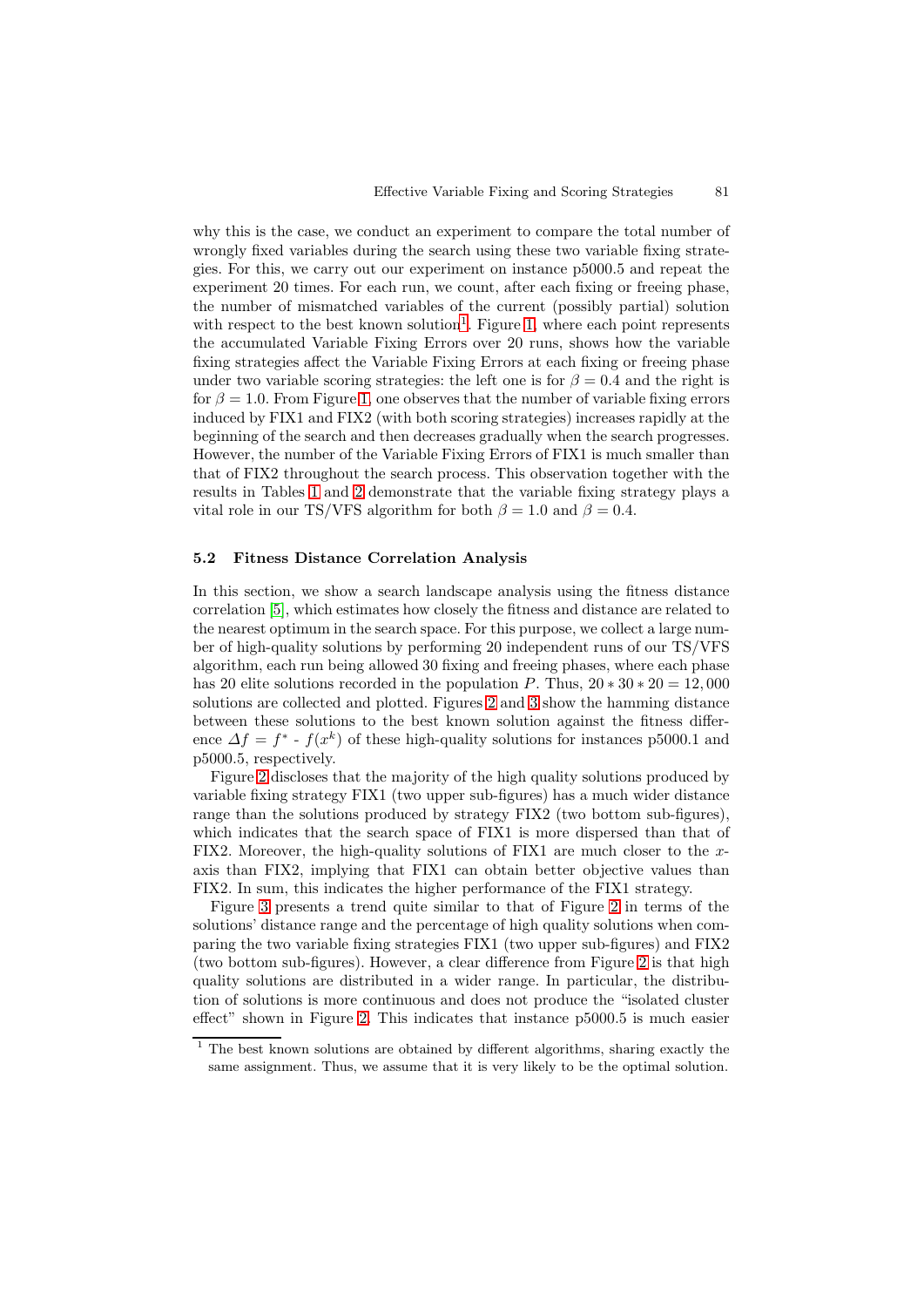why this is the case, we conduct an experiment to compare the total number of wrongly fixed variables during the search using these two variable fixing strategies. For this, we carry out our experiment on instance p5000.5 and repeat the experiment 20 times. For each run, we count, after each fixing or freeing phase, the number of mismatched variables of the current (possibly partial) solution with respect to the best known solution[1]. Figure 1, where each point represents the accumulated Variable Fixing Errors over 20 runs, shows how the variable fixing strategies affect the Variable Fixing Errors at each fixing or freeing phase under two variable scoring strategies: the left one is for $\beta = 0.4$ and the right is for $\beta = 1.0$. From Figure 1, one observes that the number of variable fixing errors induced by FIX1 and FIX2 (with both scoring strategies) increases rapidly at the beginning of the search and then decreases gradually when the search progresses. However, the number of the Variable Fixing Errors of FIX1 is much smaller than that of FIX2 throughout the search process. This observation together with the results in Tables 1 and 2 demonstrate that the variable fixing strategy plays a vital role in our TS/VFS algorithm for both $\beta = 1.0$ and $\beta = 0.4$.

### 5.2 Fitness Distance Correlation Analysis

In this section, we show a search landscape analysis using the fitness distance correlation [5], which estimates how closely the fitness and distance are related to the nearest optimum in the search space. For this purpose, we collect a large number of high-quality solutions by performing 20 independent runs of our TS/VFS algorithm, each run being allowed 30 fixing and freeing phases, where each phase has 20 elite solutions recorded in the population $P$. Thus, $20 * 30 * 20 = 12,000$ solutions are collected and plotted. Figures 2 and 3 show the hamming distance between these solutions to the best known solution against the fitness difference $\Delta f = f^*$ - $f(x^k)$ of these high-quality solutions for instances p5000.1 and p5000.5, respectively.

Figure 2 discloses that the majority of the high quality solutions produced by variable fixing strategy FIX1 (two upper sub-figures) has a much wider distance range than the solutions produced by strategy FIX2 (two bottom sub-figures), which indicates that the search space of FIX1 is more dispersed than that of FIX2. Moreover, the high-quality solutions of FIX1 are much closer to the $x$-axis than FIX2, implying that FIX1 can obtain better objective values than FIX2. In sum, this indicates the higher performance of the FIX1 strategy.

Figure 3 presents a trend quite similar to that of Figure 2 in terms of the solutions' distance range and the percentage of high quality solutions when comparing the two variable fixing strategies FIX1 (two upper sub-figures) and FIX2 (two bottom sub-figures). However, a clear difference from Figure 2 is that high quality solutions are distributed in a wider range. In particular, the distribution of solutions is more continuous and does not produce the "isolated cluster effect" shown in Figure 2. This indicates that instance p5000.5 is much easier

[1] The best known solutions are obtained by different algorithms, sharing exactly the same assignment. Thus, we assume that it is very likely to be the optimal solution.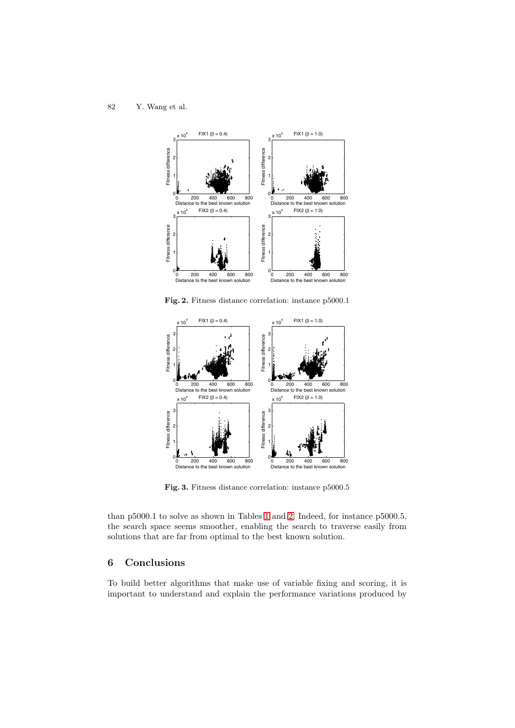FIX1 (β = 0.4)

x $10^4$

Fitness difference

Distance to the best known solution

0 200 400 600 800

0 1 2 3

FIX1 (β = 1.0)

x $10^4$

Fitness difference

Distance to the best known solution

FIX2 (β = 0.4)

x $10^4$

Fitness difference

Distance to the best known solution

FIX2 (β = 1.0)

x $10^4$

Fitness difference

Distance to the best known solution

**Fig. 2.** Fitness distance correlation: instance p5000.1

FIX1 (β = 0.4)

x $10^4$

Fitness difference

Distance to the best known solution

FIX1 (β = 1.0)

x $10^4$

Fitness difference

Distance to the best known solution

FIX2 (β = 0.4)

x $10^4$

Fitness difference

Distance to the best known solution

FIX2 (β = 1.0)

x $10^4$

Fitness difference

Distance to the best known solution

**Fig. 3.** Fitness distance correlation: instance p5000.5

than p5000.1 to solve as shown in Tables 1 and 2. Indeed, for instance p5000.5, the search space seems smoother, enabling the search to traverse easily from solutions that are far from optimal to the best known solution.

## 6 Conclusions

To build better algorithms that make use of variable fixing and scoring, it is important to understand and explain the performance variations produced by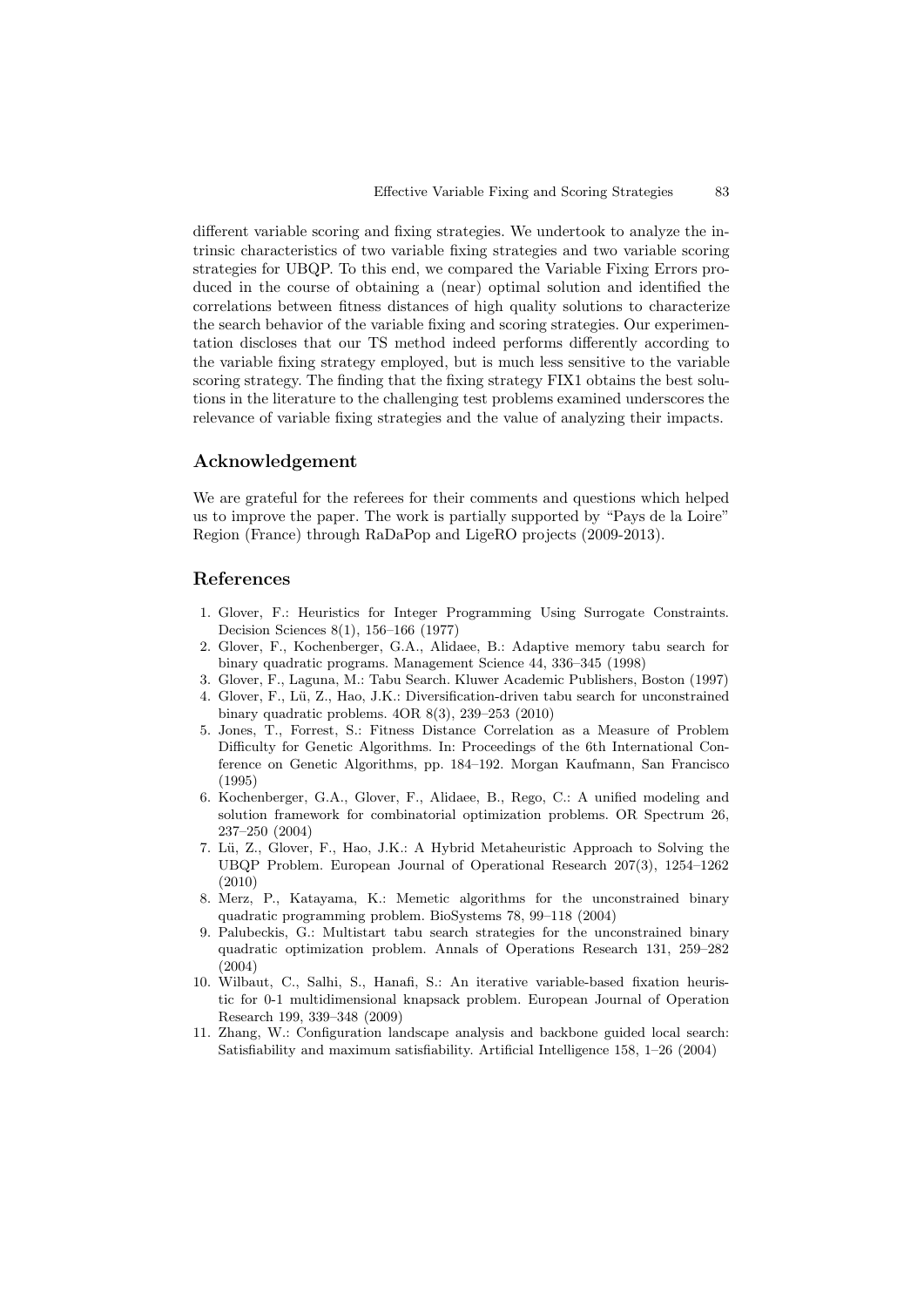different variable scoring and fixing strategies. We undertook to analyze the intrinsic characteristics of two variable fixing strategies and two variable scoring strategies for UBQP. To this end, we compared the Variable Fixing Errors produced in the course of obtaining a (near) optimal solution and identified the correlations between fitness distances of high quality solutions to characterize the search behavior of the variable fixing and scoring strategies. Our experimentation discloses that our TS method indeed performs differently according to the variable fixing strategy employed, but is much less sensitive to the variable scoring strategy. The finding that the fixing strategy FIX1 obtains the best solutions in the literature to the challenging test problems examined underscores the relevance of variable fixing strategies and the value of analyzing their impacts.

## Acknowledgement

We are grateful for the referees for their comments and questions which helped us to improve the paper. The work is partially supported by "Pays de la Loire" Region (France) through RaDaPop and LigeRO projects (2009-2013).

## References

1. Glover, F.: Heuristics for Integer Programming Using Surrogate Constraints. Decision Sciences 8(1), 156–166 (1977)
2. Glover, F., Kochenberger, G.A., Alidaee, B.: Adaptive memory tabu search for binary quadratic programs. Management Science 44, 336–345 (1998)
3. Glover, F., Laguna, M.: Tabu Search. Kluwer Academic Publishers, Boston (1997)
4. Glover, F., Lü, Z., Hao, J.K.: Diversification-driven tabu search for unconstrained binary quadratic problems. 4OR 8(3), 239–253 (2010)
5. Jones, T., Forrest, S.: Fitness Distance Correlation as a Measure of Problem Difficulty for Genetic Algorithms. In: Proceedings of the 6th International Conference on Genetic Algorithms, pp. 184–192. Morgan Kaufmann, San Francisco (1995)
6. Kochenberger, G.A., Glover, F., Alidaee, B., Rego, C.: A unified modeling and solution framework for combinatorial optimization problems. OR Spectrum 26, 237–250 (2004)
7. Lü, Z., Glover, F., Hao, J.K.: A Hybrid Metaheuristic Approach to Solving the UBQP Problem. European Journal of Operational Research 207(3), 1254–1262 (2010)
8. Merz, P., Katayama, K.: Memetic algorithms for the unconstrained binary quadratic programming problem. BioSystems 78, 99–118 (2004)
9. Palubeckis, G.: Multistart tabu search strategies for the unconstrained binary quadratic optimization problem. Annals of Operations Research 131, 259–282 (2004)
10. Wilbaut, C., Salhi, S., Hanafi, S.: An iterative variable-based fixation heuristic for 0-1 multidimensional knapsack problem. European Journal of Operation Research 199, 339–348 (2009)
11. Zhang, W.: Configuration landscape analysis and backbone guided local search: Satisfiability and maximum satisfiability. Artificial Intelligence 158, 1–26 (2004)